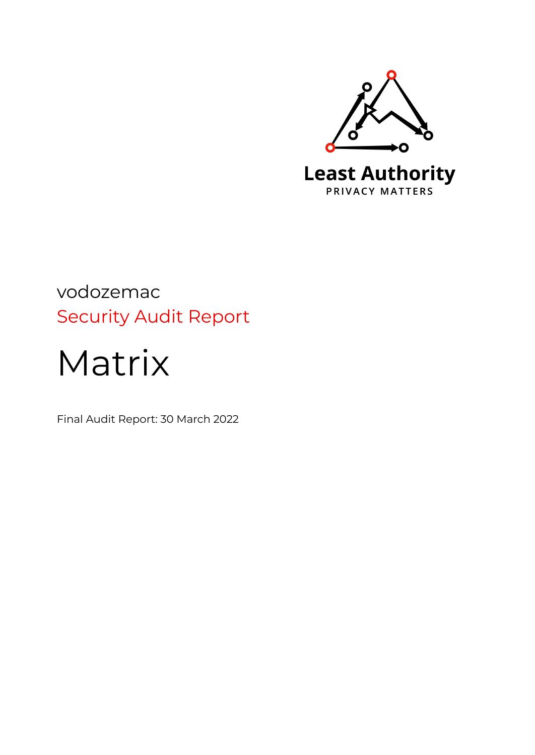Least Authority

PRIVACY MATTERS

# vodozemac

## Security Audit Report

# Matrix

Final Audit Report: 30 March 2022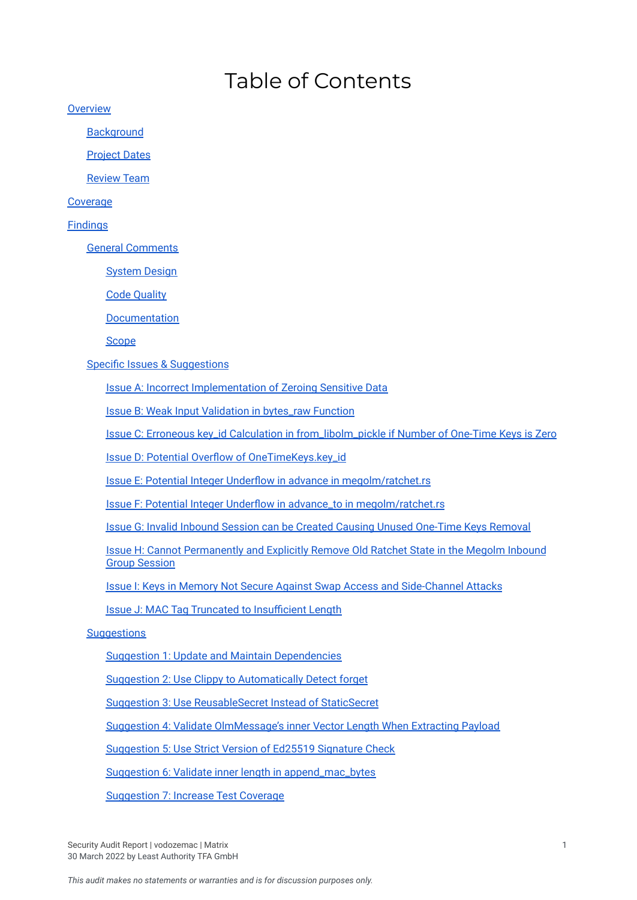# Table of Contents

- Overview
  - Background
  - Project Dates
  - Review Team
- Coverage
- Findings
  - General Comments
    - System Design
    - Code Quality
    - Documentation
    - Scope
  - Specific Issues & Suggestions
    - Issue A: Incorrect Implementation of Zeroing Sensitive Data
    - Issue B: Weak Input Validation in bytes_raw Function
    - Issue C: Erroneous key_id Calculation in from_libolm_pickle if Number of One-Time Keys is Zero
    - Issue D: Potential Overflow of OneTimeKeys.key_id
    - Issue E: Potential Integer Underflow in advance in megolm/ratchet.rs
    - Issue F: Potential Integer Underflow in advance_to in megolm/ratchet.rs
    - Issue G: Invalid Inbound Session can be Created Causing Unused One-Time Keys Removal
    - Issue H: Cannot Permanently and Explicitly Remove Old Ratchet State in the Megolm Inbound Group Session
    - Issue I: Keys in Memory Not Secure Against Swap Access and Side-Channel Attacks
    - Issue J: MAC Tag Truncated to Insufficient Length
  - Suggestions
    - Suggestion 1: Update and Maintain Dependencies
    - Suggestion 2: Use Clippy to Automatically Detect forget
    - Suggestion 3: Use ReusableSecret Instead of StaticSecret
    - Suggestion 4: Validate OlmMessage's inner Vector Length When Extracting Payload
    - Suggestion 5: Use Strict Version of Ed25519 Signature Check
    - Suggestion 6: Validate inner length in append_mac_bytes
    - Suggestion 7: Increase Test Coverage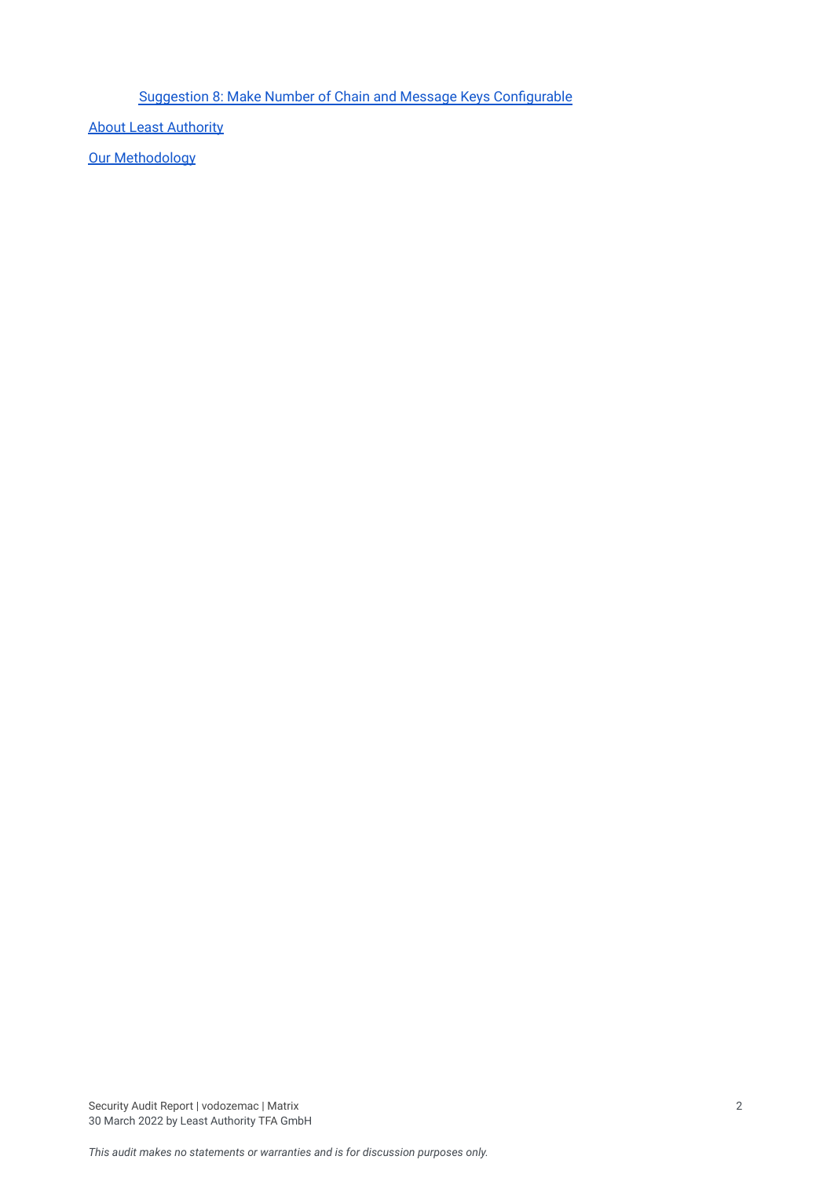[Suggestion 8: Make Number of Chain and Message Keys Configurable]()

[About Least Authority]()

[Our Methodology]()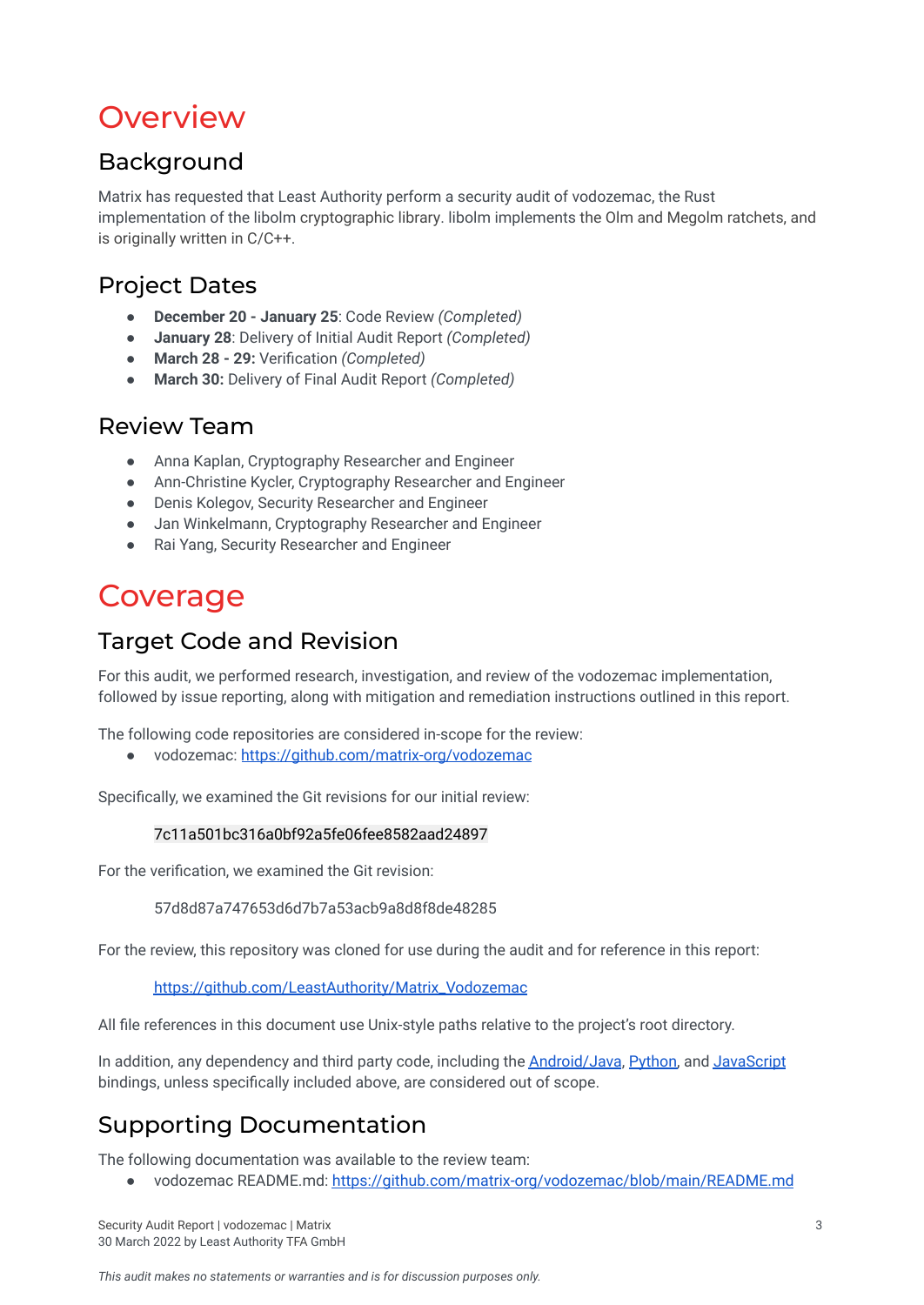# Overview

## Background

Matrix has requested that Least Authority perform a security audit of vodozemac, the Rust implementation of the libolm cryptographic library. libolm implements the Olm and Megolm ratchets, and is originally written in C/C++.

## Project Dates

- **December 20 - January 25**: Code Review *(Completed)*
- **January 28**: Delivery of Initial Audit Report *(Completed)*
- **March 28 - 29:** Verification *(Completed)*
- **March 30:** Delivery of Final Audit Report *(Completed)*

## Review Team

- Anna Kaplan, Cryptography Researcher and Engineer
- Ann-Christine Kycler, Cryptography Researcher and Engineer
- Denis Kolegov, Security Researcher and Engineer
- Jan Winkelmann, Cryptography Researcher and Engineer
- Rai Yang, Security Researcher and Engineer

# Coverage

## Target Code and Revision

For this audit, we performed research, investigation, and review of the vodozemac implementation, followed by issue reporting, along with mitigation and remediation instructions outlined in this report.

The following code repositories are considered in-scope for the review:

- vodozemac: https://github.com/matrix-org/vodozemac

Specifically, we examined the Git revisions for our initial review:

```
7c11a501bc316a0bf92a5fe06fee8582aad24897
```

For the verification, we examined the Git revision:

```
57d8d87a747653d6d7b7a53acb9a8d8f8de48285
```

For the review, this repository was cloned for use during the audit and for reference in this report:

https://github.com/LeastAuthority/Matrix_Vodozemac

All file references in this document use Unix-style paths relative to the project's root directory.

In addition, any dependency and third party code, including the Android/Java, Python, and JavaScript bindings, unless specifically included above, are considered out of scope.

## Supporting Documentation

The following documentation was available to the review team:

- vodozemac README.md: https://github.com/matrix-org/vodozemac/blob/main/README.md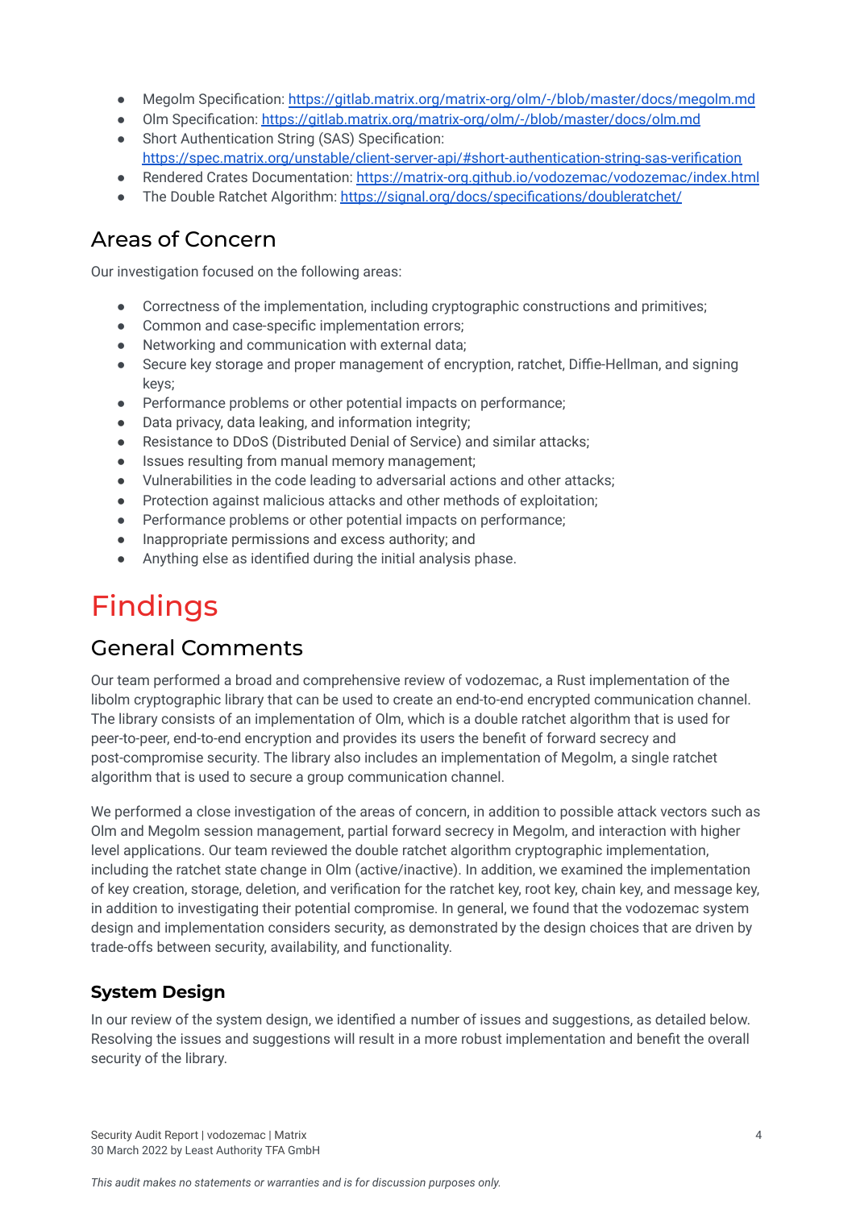- Megolm Specification: https://gitlab.matrix.org/matrix-org/olm/-/blob/master/docs/megolm.md
- Olm Specification: https://gitlab.matrix.org/matrix-org/olm/-/blob/master/docs/olm.md
- Short Authentication String (SAS) Specification: https://spec.matrix.org/unstable/client-server-api/#short-authentication-string-sas-verification
- Rendered Crates Documentation: https://matrix-org.github.io/vodozemac/vodozemac/index.html
- The Double Ratchet Algorithm: https://signal.org/docs/specifications/doubleratchet/

## Areas of Concern

Our investigation focused on the following areas:

- Correctness of the implementation, including cryptographic constructions and primitives;
- Common and case-specific implementation errors;
- Networking and communication with external data;
- Secure key storage and proper management of encryption, ratchet, Diffie-Hellman, and signing keys;
- Performance problems or other potential impacts on performance;
- Data privacy, data leaking, and information integrity;
- Resistance to DDoS (Distributed Denial of Service) and similar attacks;
- Issues resulting from manual memory management;
- Vulnerabilities in the code leading to adversarial actions and other attacks;
- Protection against malicious attacks and other methods of exploitation;
- Performance problems or other potential impacts on performance;
- Inappropriate permissions and excess authority; and
- Anything else as identified during the initial analysis phase.

# Findings

## General Comments

Our team performed a broad and comprehensive review of vodozemac, a Rust implementation of the libolm cryptographic library that can be used to create an end-to-end encrypted communication channel. The library consists of an implementation of Olm, which is a double ratchet algorithm that is used for peer-to-peer, end-to-end encryption and provides its users the benefit of forward secrecy and post-compromise security. The library also includes an implementation of Megolm, a single ratchet algorithm that is used to secure a group communication channel.

We performed a close investigation of the areas of concern, in addition to possible attack vectors such as Olm and Megolm session management, partial forward secrecy in Megolm, and interaction with higher level applications. Our team reviewed the double ratchet algorithm cryptographic implementation, including the ratchet state change in Olm (active/inactive). In addition, we examined the implementation of key creation, storage, deletion, and verification for the ratchet key, root key, chain key, and message key, in addition to investigating their potential compromise. In general, we found that the vodozemac system design and implementation considers security, as demonstrated by the design choices that are driven by trade-offs between security, availability, and functionality.

### System Design

In our review of the system design, we identified a number of issues and suggestions, as detailed below. Resolving the issues and suggestions will result in a more robust implementation and benefit the overall security of the library.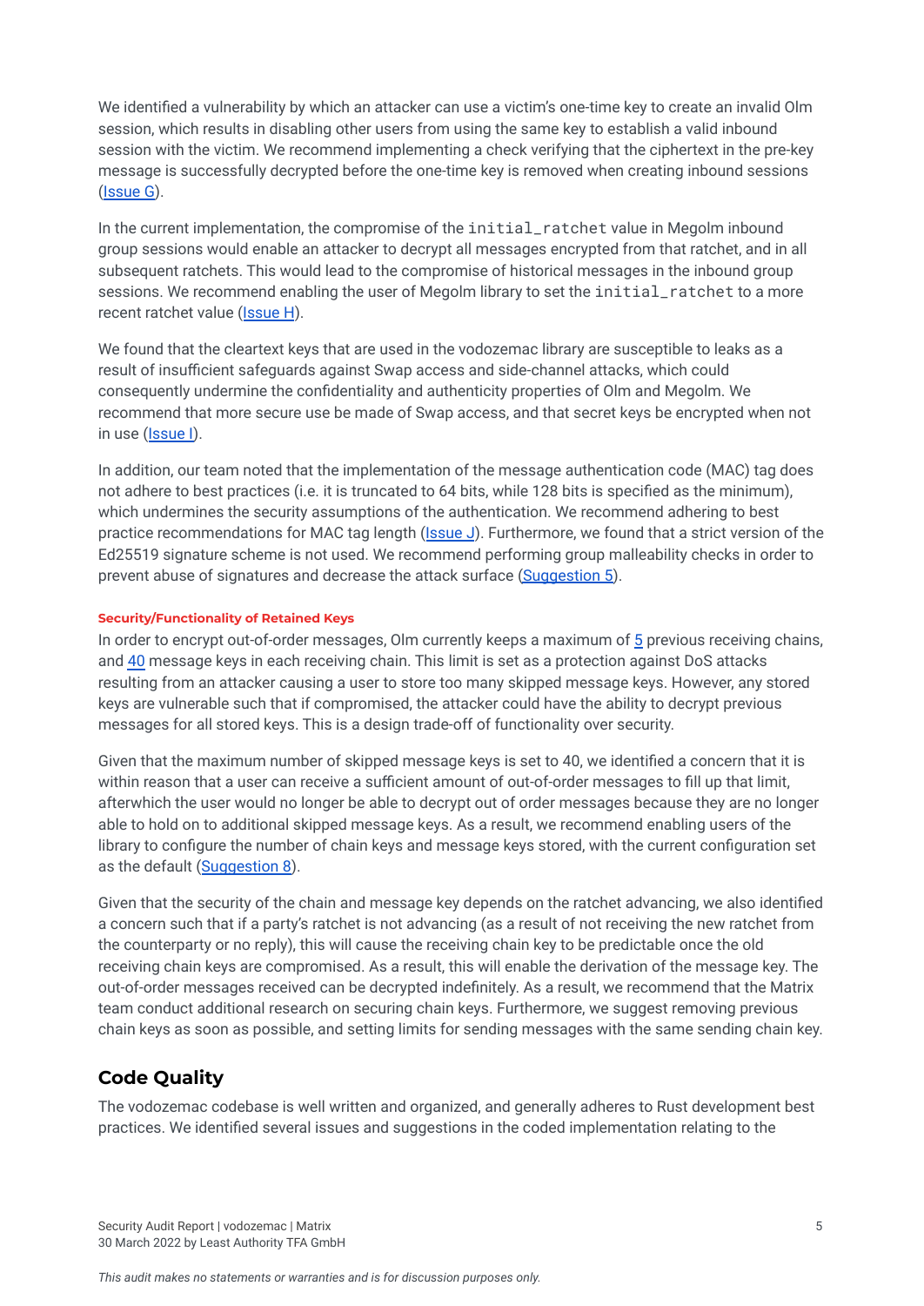We identified a vulnerability by which an attacker can use a victim's one-time key to create an invalid Olm session, which results in disabling other users from using the same key to establish a valid inbound session with the victim. We recommend implementing a check verifying that the ciphertext in the pre-key message is successfully decrypted before the one-time key is removed when creating inbound sessions (Issue G).

In the current implementation, the compromise of the `initial_ratchet` value in Megolm inbound group sessions would enable an attacker to decrypt all messages encrypted from that ratchet, and in all subsequent ratchets. This would lead to the compromise of historical messages in the inbound group sessions. We recommend enabling the user of Megolm library to set the `initial_ratchet` to a more recent ratchet value (Issue H).

We found that the cleartext keys that are used in the vodozemac library are susceptible to leaks as a result of insufficient safeguards against Swap access and side-channel attacks, which could consequently undermine the confidentiality and authenticity properties of Olm and Megolm. We recommend that more secure use be made of Swap access, and that secret keys be encrypted when not in use (Issue I).

In addition, our team noted that the implementation of the message authentication code (MAC) tag does not adhere to best practices (i.e. it is truncated to 64 bits, while 128 bits is specified as the minimum), which undermines the security assumptions of the authentication. We recommend adhering to best practice recommendations for MAC tag length (Issue J). Furthermore, we found that a strict version of the Ed25519 signature scheme is not used. We recommend performing group malleability checks in order to prevent abuse of signatures and decrease the attack surface (Suggestion 5).

#### Security/Functionality of Retained Keys

In order to encrypt out-of-order messages, Olm currently keeps a maximum of 5 previous receiving chains, and 40 message keys in each receiving chain. This limit is set as a protection against DoS attacks resulting from an attacker causing a user to store too many skipped message keys. However, any stored keys are vulnerable such that if compromised, the attacker could have the ability to decrypt previous messages for all stored keys. This is a design trade-off of functionality over security.

Given that the maximum number of skipped message keys is set to 40, we identified a concern that it is within reason that a user can receive a sufficient amount of out-of-order messages to fill up that limit, afterwhich the user would no longer be able to decrypt out of order messages because they are no longer able to hold on to additional skipped message keys. As a result, we recommend enabling users of the library to configure the number of chain keys and message keys stored, with the current configuration set as the default (Suggestion 8).

Given that the security of the chain and message key depends on the ratchet advancing, we also identified a concern such that if a party's ratchet is not advancing (as a result of not receiving the new ratchet from the counterparty or no reply), this will cause the receiving chain key to be predictable once the old receiving chain keys are compromised. As a result, this will enable the derivation of the message key. The out-of-order messages received can be decrypted indefinitely. As a result, we recommend that the Matrix team conduct additional research on securing chain keys. Furthermore, we suggest removing previous chain keys as soon as possible, and setting limits for sending messages with the same sending chain key.

## Code Quality

The vodozemac codebase is well written and organized, and generally adheres to Rust development best practices. We identified several issues and suggestions in the coded implementation relating to the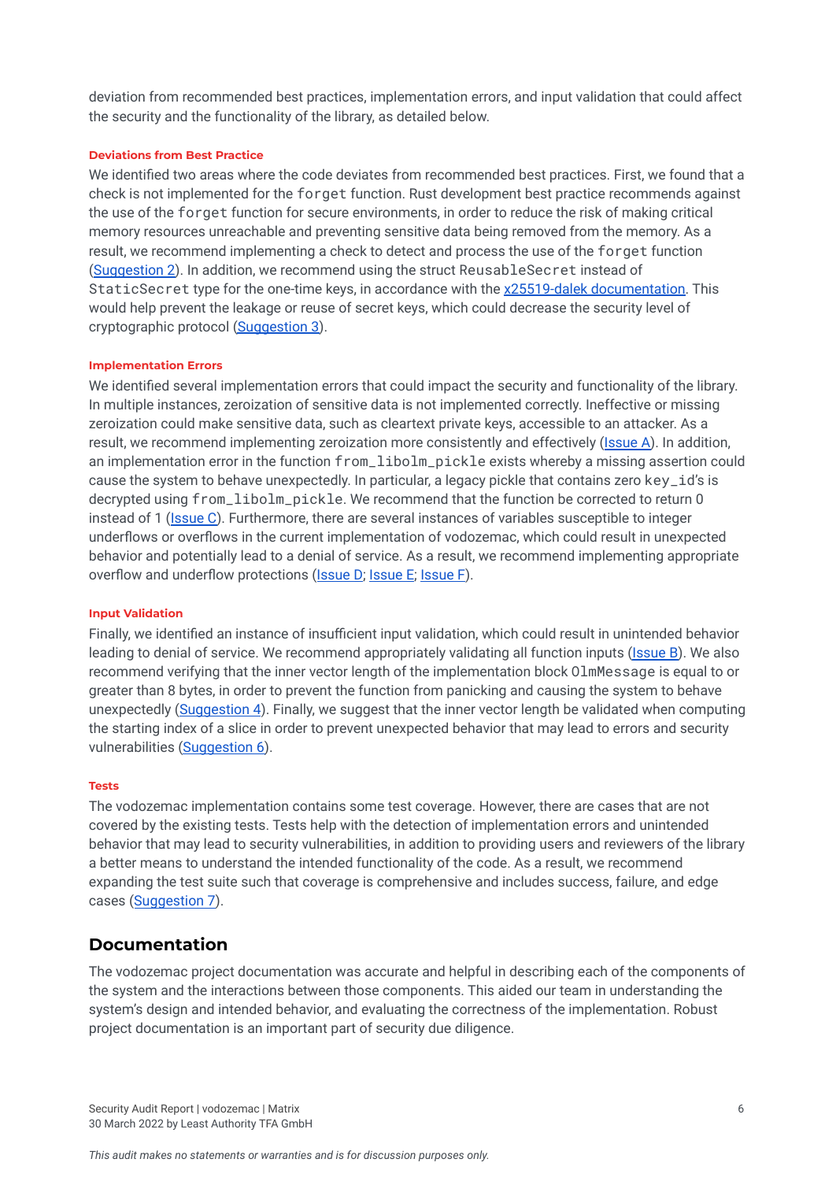deviation from recommended best practices, implementation errors, and input validation that could affect the security and the functionality of the library, as detailed below.

#### Deviations from Best Practice

We identified two areas where the code deviates from recommended best practices. First, we found that a check is not implemented for the `forget` function. Rust development best practice recommends against the use of the `forget` function for secure environments, in order to reduce the risk of making critical memory resources unreachable and preventing sensitive data being removed from the memory. As a result, we recommend implementing a check to detect and process the use of the `forget` function (Suggestion 2). In addition, we recommend using the struct `ReusableSecret` instead of `StaticSecret` type for the one-time keys, in accordance with the x25519-dalek documentation. This would help prevent the leakage or reuse of secret keys, which could decrease the security level of cryptographic protocol (Suggestion 3).

#### Implementation Errors

We identified several implementation errors that could impact the security and functionality of the library. In multiple instances, zeroization of sensitive data is not implemented correctly. Ineffective or missing zeroization could make sensitive data, such as cleartext private keys, accessible to an attacker. As a result, we recommend implementing zeroization more consistently and effectively (Issue A). In addition, an implementation error in the function `from_libolm_pickle` exists whereby a missing assertion could cause the system to behave unexpectedly. In particular, a legacy pickle that contains zero `key_id`'s is decrypted using `from_libolm_pickle`. We recommend that the function be corrected to return 0 instead of 1 (Issue C). Furthermore, there are several instances of variables susceptible to integer underflows or overflows in the current implementation of vodozemac, which could result in unexpected behavior and potentially lead to a denial of service. As a result, we recommend implementing appropriate overflow and underflow protections (Issue D; Issue E; Issue F).

#### Input Validation

Finally, we identified an instance of insufficient input validation, which could result in unintended behavior leading to denial of service. We recommend appropriately validating all function inputs (Issue B). We also recommend verifying that the inner vector length of the implementation block `OlmMessage` is equal to or greater than 8 bytes, in order to prevent the function from panicking and causing the system to behave unexpectedly (Suggestion 4). Finally, we suggest that the inner vector length be validated when computing the starting index of a slice in order to prevent unexpected behavior that may lead to errors and security vulnerabilities (Suggestion 6).

#### Tests

The vodozemac implementation contains some test coverage. However, there are cases that are not covered by the existing tests. Tests help with the detection of implementation errors and unintended behavior that may lead to security vulnerabilities, in addition to providing users and reviewers of the library a better means to understand the intended functionality of the code. As a result, we recommend expanding the test suite such that coverage is comprehensive and includes success, failure, and edge cases (Suggestion 7).

## Documentation

The vodozemac project documentation was accurate and helpful in describing each of the components of the system and the interactions between those components. This aided our team in understanding the system's design and intended behavior, and evaluating the correctness of the implementation. Robust project documentation is an important part of security due diligence.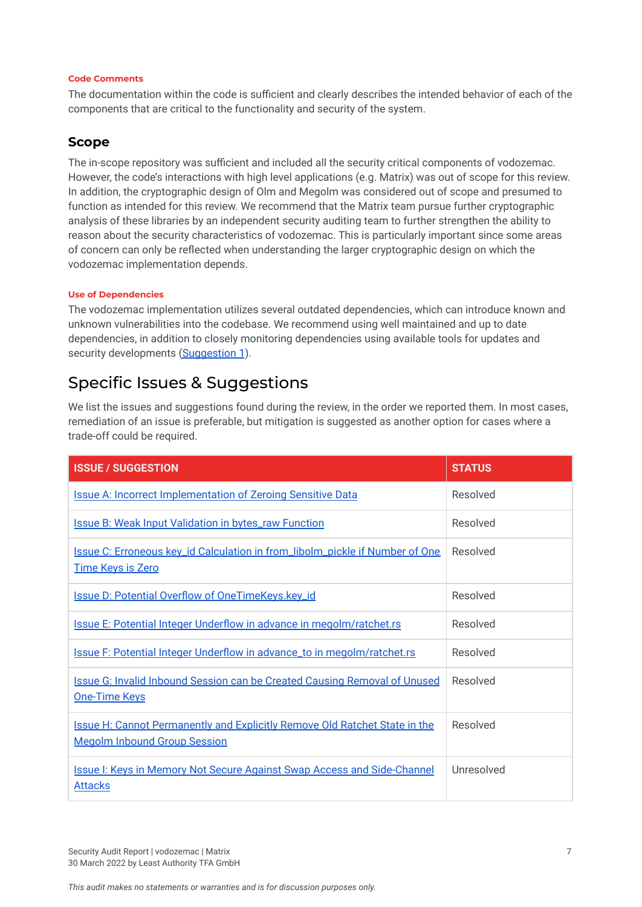#### Code Comments

The documentation within the code is sufficient and clearly describes the intended behavior of each of the components that are critical to the functionality and security of the system.

### Scope

The in-scope repository was sufficient and included all the security critical components of vodozemac. However, the code's interactions with high level applications (e.g. Matrix) was out of scope for this review. In addition, the cryptographic design of Olm and Megolm was considered out of scope and presumed to function as intended for this review. We recommend that the Matrix team pursue further cryptographic analysis of these libraries by an independent security auditing team to further strengthen the ability to reason about the security characteristics of vodozemac. This is particularly important since some areas of concern can only be reflected when understanding the larger cryptographic design on which the vodozemac implementation depends.

#### Use of Dependencies

The vodozemac implementation utilizes several outdated dependencies, which can introduce known and unknown vulnerabilities into the codebase. We recommend using well maintained and up to date dependencies, in addition to closely monitoring dependencies using available tools for updates and security developments (Suggestion 1).

## Specific Issues & Suggestions

We list the issues and suggestions found during the review, in the order we reported them. In most cases, remediation of an issue is preferable, but mitigation is suggested as another option for cases where a trade-off could be required.

| ISSUE / SUGGESTION | STATUS |
| --- | --- |
| Issue A: Incorrect Implementation of Zeroing Sensitive Data | Resolved |
| Issue B: Weak Input Validation in bytes_raw Function | Resolved |
| Issue C: Erroneous key_id Calculation in from_libolm_pickle if Number of One Time Keys is Zero | Resolved |
| Issue D: Potential Overflow of OneTimeKeys.key_id | Resolved |
| Issue E: Potential Integer Underflow in advance in megolm/ratchet.rs | Resolved |
| Issue F: Potential Integer Underflow in advance_to in megolm/ratchet.rs | Resolved |
| Issue G: Invalid Inbound Session can be Created Causing Removal of Unused One-Time Keys | Resolved |
| Issue H: Cannot Permanently and Explicitly Remove Old Ratchet State in the Megolm Inbound Group Session | Resolved |
| Issue I: Keys in Memory Not Secure Against Swap Access and Side-Channel Attacks | Unresolved |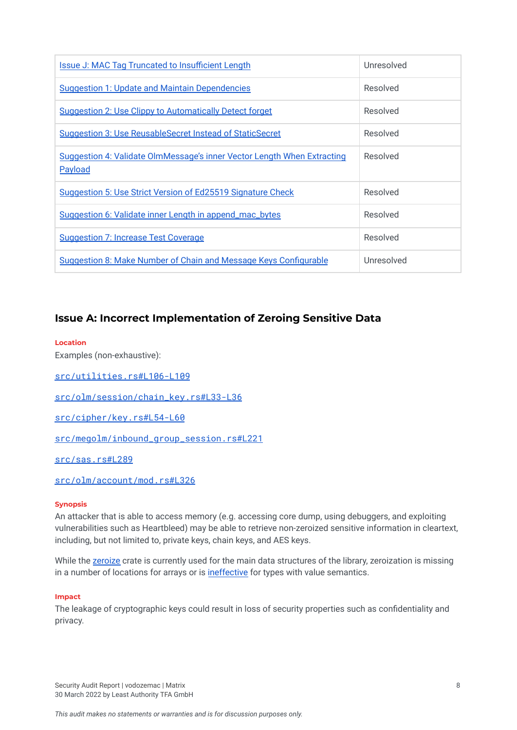| Issue J: MAC Tag Truncated to Insufficient Length | Unresolved |
|---|---|
| Suggestion 1: Update and Maintain Dependencies | Resolved |
| Suggestion 2: Use Clippy to Automatically Detect forget | Resolved |
| Suggestion 3: Use ReusableSecret Instead of StaticSecret | Resolved |
| Suggestion 4: Validate OlmMessage's inner Vector Length When Extracting Payload | Resolved |
| Suggestion 5: Use Strict Version of Ed25519 Signature Check | Resolved |
| Suggestion 6: Validate inner Length in append_mac_bytes | Resolved |
| Suggestion 7: Increase Test Coverage | Resolved |
| Suggestion 8: Make Number of Chain and Message Keys Configurable | Unresolved |

## Issue A: Incorrect Implementation of Zeroing Sensitive Data

**Location**

Examples (non-exhaustive):

`src/utilities.rs#L106-L109`

`src/olm/session/chain_key.rs#L33-L36`

`src/cipher/key.rs#L54-L60`

`src/megolm/inbound_group_session.rs#L221`

`src/sas.rs#L289`

`src/olm/account/mod.rs#L326`

**Synopsis**

An attacker that is able to access memory (e.g. accessing core dump, using debuggers, and exploiting vulnerabilities such as Heartbleed) may be able to retrieve non-zeroized sensitive information in cleartext, including, but not limited to, private keys, chain keys, and AES keys.

While the zeroize crate is currently used for the main data structures of the library, zeroization is missing in a number of locations for arrays or is ineffective for types with value semantics.

**Impact**

The leakage of cryptographic keys could result in loss of security properties such as confidentiality and privacy.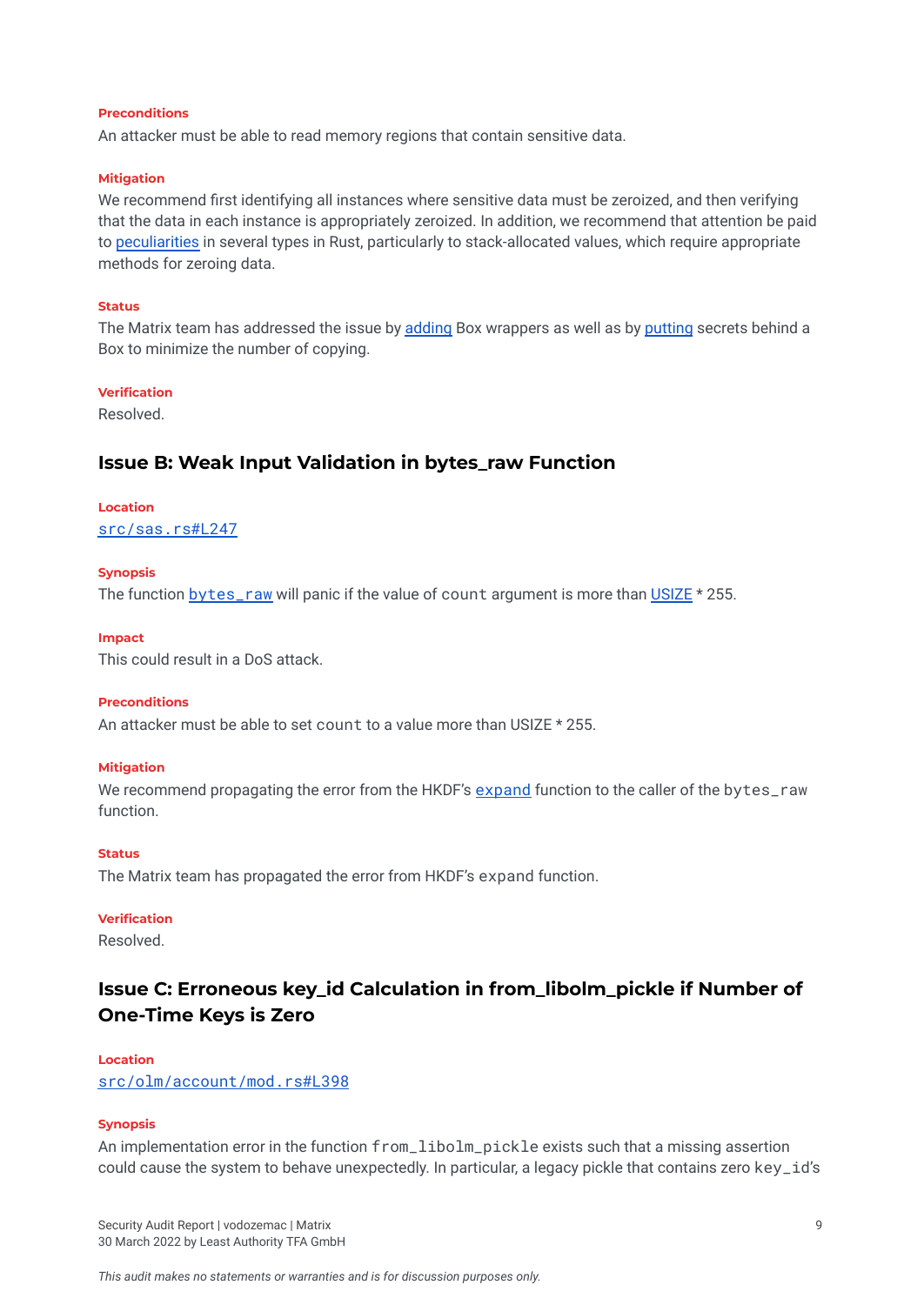**Preconditions**

An attacker must be able to read memory regions that contain sensitive data.

**Mitigation**

We recommend first identifying all instances where sensitive data must be zeroized, and then verifying that the data in each instance is appropriately zeroized. In addition, we recommend that attention be paid to peculiarities in several types in Rust, particularly to stack-allocated values, which require appropriate methods for zeroing data.

**Status**

The Matrix team has addressed the issue by adding Box wrappers as well as by putting secrets behind a Box to minimize the number of copying.

**Verification**

Resolved.

## Issue B: Weak Input Validation in bytes_raw Function

**Location**

`src/sas.rs#L247`

**Synopsis**

The function `bytes_raw` will panic if the value of `count` argument is more than USIZE * 255.

**Impact**

This could result in a DoS attack.

**Preconditions**

An attacker must be able to set `count` to a value more than USIZE * 255.

**Mitigation**

We recommend propagating the error from the HKDF's expand function to the caller of the `bytes_raw` function.

**Status**

The Matrix team has propagated the error from HKDF's `expand` function.

**Verification**

Resolved.

## Issue C: Erroneous key_id Calculation in from_libolm_pickle if Number of One-Time Keys is Zero

**Location**

`src/olm/account/mod.rs#L398`

**Synopsis**

An implementation error in the function `from_libolm_pickle` exists such that a missing assertion could cause the system to behave unexpectedly. In particular, a legacy pickle that contains zero `key_id`'s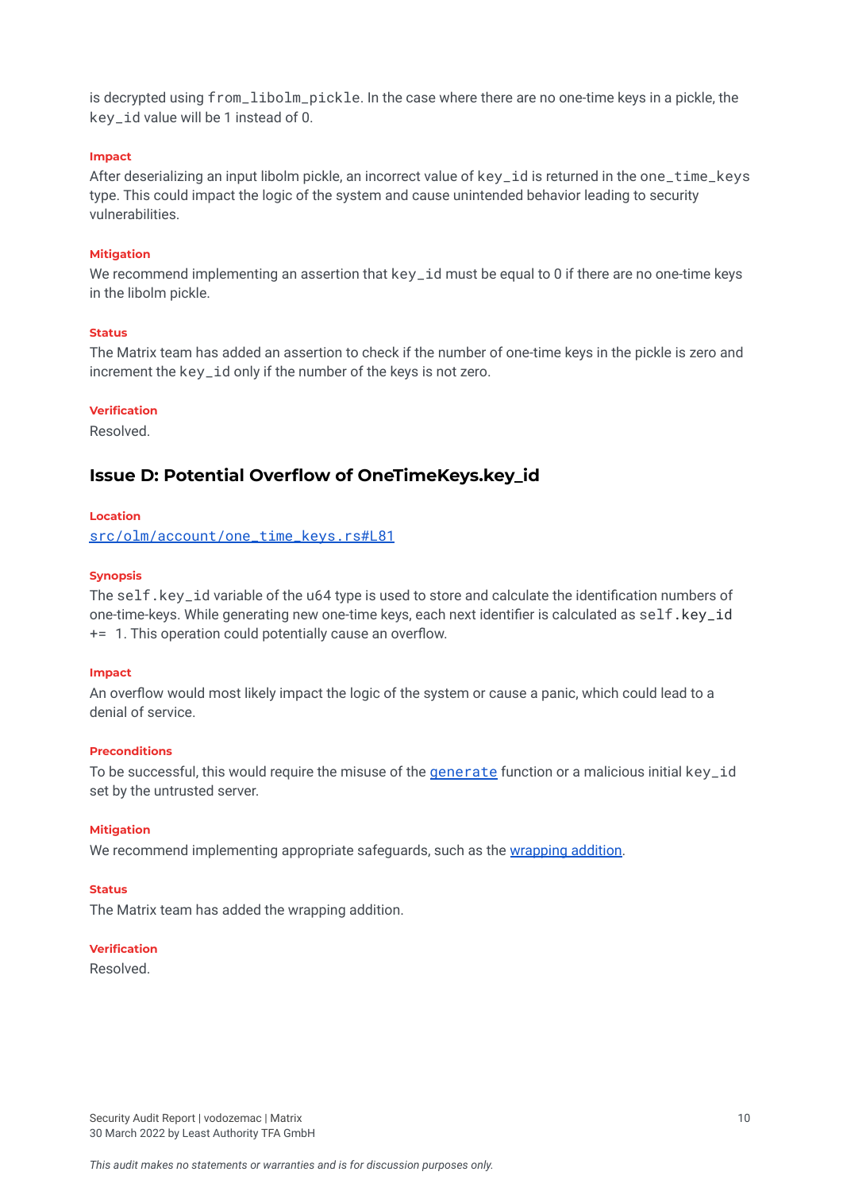is decrypted using `from_libolm_pickle`. In the case where there are no one-time keys in a pickle, the `key_id` value will be 1 instead of 0.

#### Impact

After deserializing an input libolm pickle, an incorrect value of `key_id` is returned in the `one_time_keys` type. This could impact the logic of the system and cause unintended behavior leading to security vulnerabilities.

#### Mitigation

We recommend implementing an assertion that `key_id` must be equal to 0 if there are no one-time keys in the libolm pickle.

#### Status

The Matrix team has added an assertion to check if the number of one-time keys in the pickle is zero and increment the `key_id` only if the number of the keys is not zero.

#### Verification

Resolved.

## Issue D: Potential Overflow of OneTimeKeys.key_id

#### Location

[src/olm/account/one_time_keys.rs#L81]()

#### Synopsis

The `self.key_id` variable of the u64 type is used to store and calculate the identification numbers of one-time-keys. While generating new one-time keys, each next identifier is calculated as `self.key_id += 1`. This operation could potentially cause an overflow.

#### Impact

An overflow would most likely impact the logic of the system or cause a panic, which could lead to a denial of service.

#### Preconditions

To be successful, this would require the misuse of the [`generate`]() function or a malicious initial `key_id` set by the untrusted server.

#### Mitigation

We recommend implementing appropriate safeguards, such as the [wrapping addition]().

#### Status

The Matrix team has added the wrapping addition.

#### Verification

Resolved.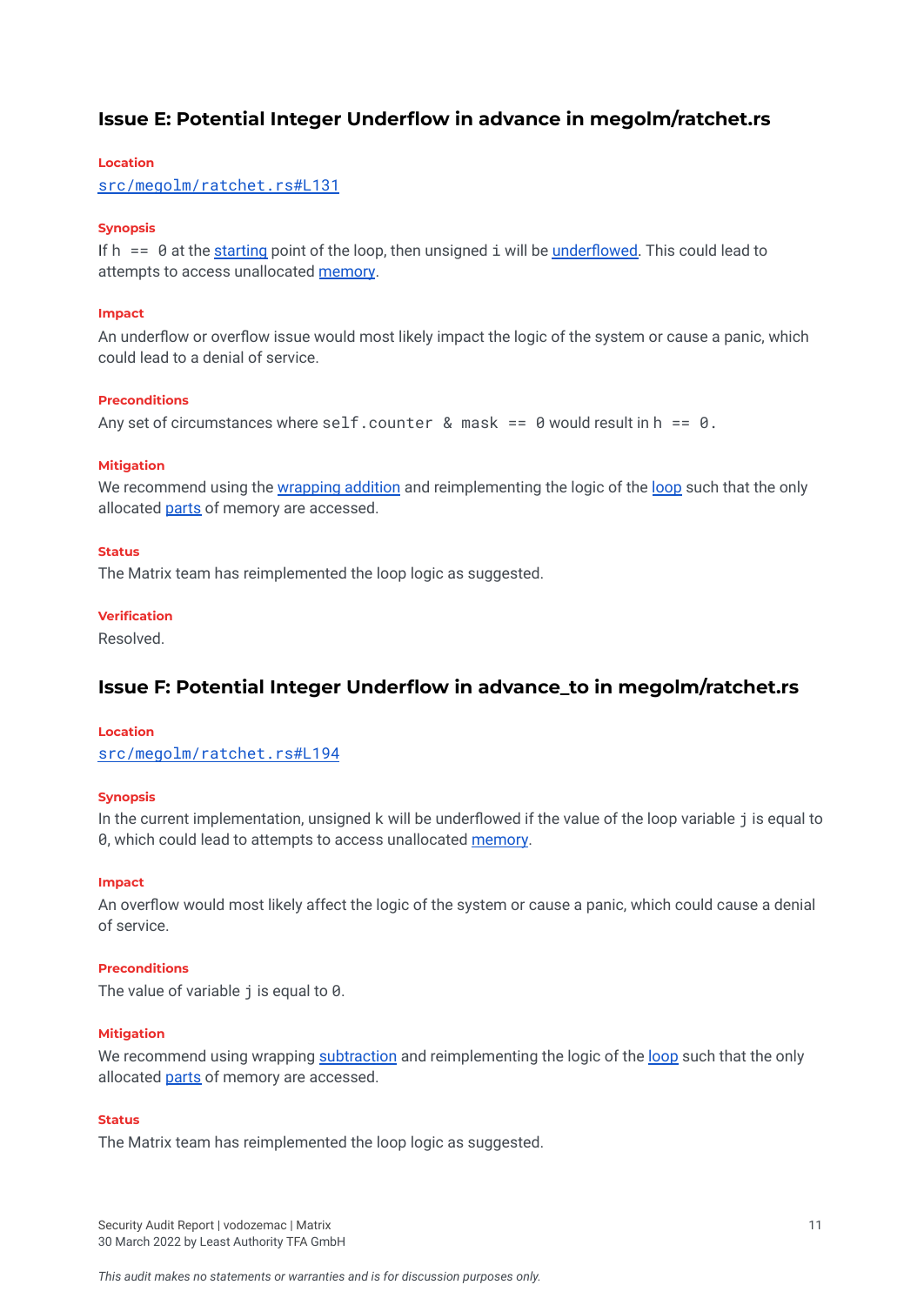### Issue E: Potential Integer Underflow in advance in megolm/ratchet.rs

#### Location

`src/megolm/ratchet.rs#L131`

#### Synopsis

If `h == 0` at the starting point of the loop, then unsigned `i` will be underflowed. This could lead to attempts to access unallocated memory.

#### Impact

An underflow or overflow issue would most likely impact the logic of the system or cause a panic, which could lead to a denial of service.

#### Preconditions

Any set of circumstances where `self.counter & mask == 0` would result in `h == 0`.

#### Mitigation

We recommend using the wrapping addition and reimplementing the logic of the loop such that the only allocated parts of memory are accessed.

#### Status

The Matrix team has reimplemented the loop logic as suggested.

#### Verification

Resolved.

### Issue F: Potential Integer Underflow in advance_to in megolm/ratchet.rs

#### Location

`src/megolm/ratchet.rs#L194`

#### Synopsis

In the current implementation, unsigned k will be underflowed if the value of the loop variable `j` is equal to `0`, which could lead to attempts to access unallocated memory.

#### Impact

An overflow would most likely affect the logic of the system or cause a panic, which could cause a denial of service.

#### Preconditions

The value of variable `j` is equal to `0`.

#### Mitigation

We recommend using wrapping subtraction and reimplementing the logic of the loop such that the only allocated parts of memory are accessed.

#### Status

The Matrix team has reimplemented the loop logic as suggested.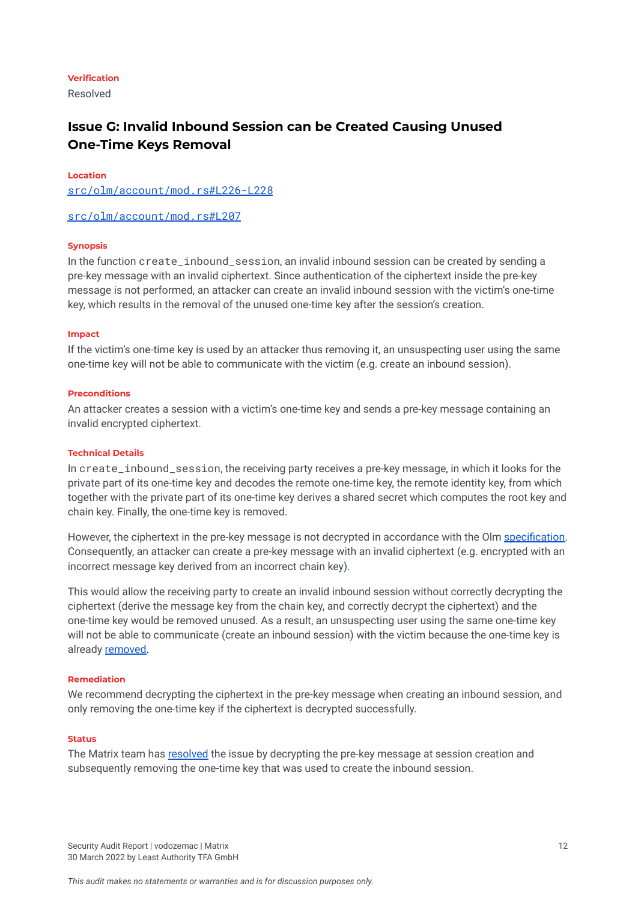**Verification**

Resolved

## Issue G: Invalid Inbound Session can be Created Causing Unused One-Time Keys Removal

**Location**

[src/olm/account/mod.rs#L226-L228](src/olm/account/mod.rs#L226-L228)

[src/olm/account/mod.rs#L207](src/olm/account/mod.rs#L207)

**Synopsis**

In the function `create_inbound_session`, an invalid inbound session can be created by sending a pre-key message with an invalid ciphertext. Since authentication of the ciphertext inside the pre-key message is not performed, an attacker can create an invalid inbound session with the victim's one-time key, which results in the removal of the unused one-time key after the session's creation.

**Impact**

If the victim's one-time key is used by an attacker thus removing it, an unsuspecting user using the same one-time key will not be able to communicate with the victim (e.g. create an inbound session).

**Preconditions**

An attacker creates a session with a victim's one-time key and sends a pre-key message containing an invalid encrypted ciphertext.

**Technical Details**

In `create_inbound_session`, the receiving party receives a pre-key message, in which it looks for the private part of its one-time key and decodes the remote one-time key, the remote identity key, from which together with the private part of its one-time key derives a shared secret which computes the root key and chain key. Finally, the one-time key is removed.

However, the ciphertext in the pre-key message is not decrypted in accordance with the Olm specification. Consequently, an attacker can create a pre-key message with an invalid ciphertext (e.g. encrypted with an incorrect message key derived from an incorrect chain key).

This would allow the receiving party to create an invalid inbound session without correctly decrypting the ciphertext (derive the message key from the chain key, and correctly decrypt the ciphertext) and the one-time key would be removed unused. As a result, an unsuspecting user using the same one-time key will not be able to communicate (create an inbound session) with the victim because the one-time key is already removed.

**Remediation**

We recommend decrypting the ciphertext in the pre-key message when creating an inbound session, and only removing the one-time key if the ciphertext is decrypted successfully.

**Status**

The Matrix team has resolved the issue by decrypting the pre-key message at session creation and subsequently removing the one-time key that was used to create the inbound session.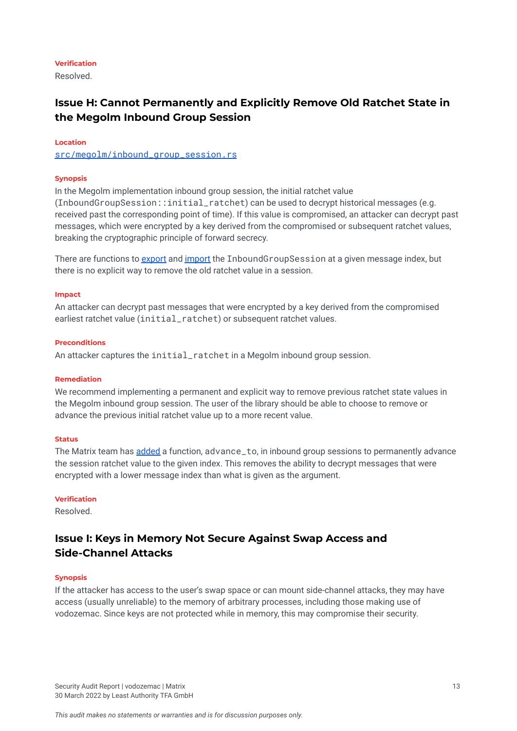**Verification**

Resolved.

## Issue H: Cannot Permanently and Explicitly Remove Old Ratchet State in the Megolm Inbound Group Session

**Location**

[src/megolm/inbound_group_session.rs]

**Synopsis**

In the Megolm implementation inbound group session, the initial ratchet value (`InboundGroupSession::initial_ratchet`) can be used to decrypt historical messages (e.g. received past the corresponding point of time). If this value is compromised, an attacker can decrypt past messages, which were encrypted by a key derived from the compromised or subsequent ratchet values, breaking the cryptographic principle of forward secrecy.

There are functions to export and import the `InboundGroupSession` at a given message index, but there is no explicit way to remove the old ratchet value in a session.

**Impact**

An attacker can decrypt past messages that were encrypted by a key derived from the compromised earliest ratchet value (`initial_ratchet`) or subsequent ratchet values.

**Preconditions**

An attacker captures the `initial_ratchet` in a Megolm inbound group session.

**Remediation**

We recommend implementing a permanent and explicit way to remove previous ratchet state values in the Megolm inbound group session. The user of the library should be able to choose to remove or advance the previous initial ratchet value up to a more recent value.

**Status**

The Matrix team has added a function, `advance_to`, in inbound group sessions to permanently advance the session ratchet value to the given index. This removes the ability to decrypt messages that were encrypted with a lower message index than what is given as the argument.

**Verification**

Resolved.

## Issue I: Keys in Memory Not Secure Against Swap Access and Side-Channel Attacks

**Synopsis**

If the attacker has access to the user's swap space or can mount side-channel attacks, they may have access (usually unreliable) to the memory of arbitrary processes, including those making use of vodozemac. Since keys are not protected while in memory, this may compromise their security.

*This audit makes no statements or warranties and is for discussion purposes only.*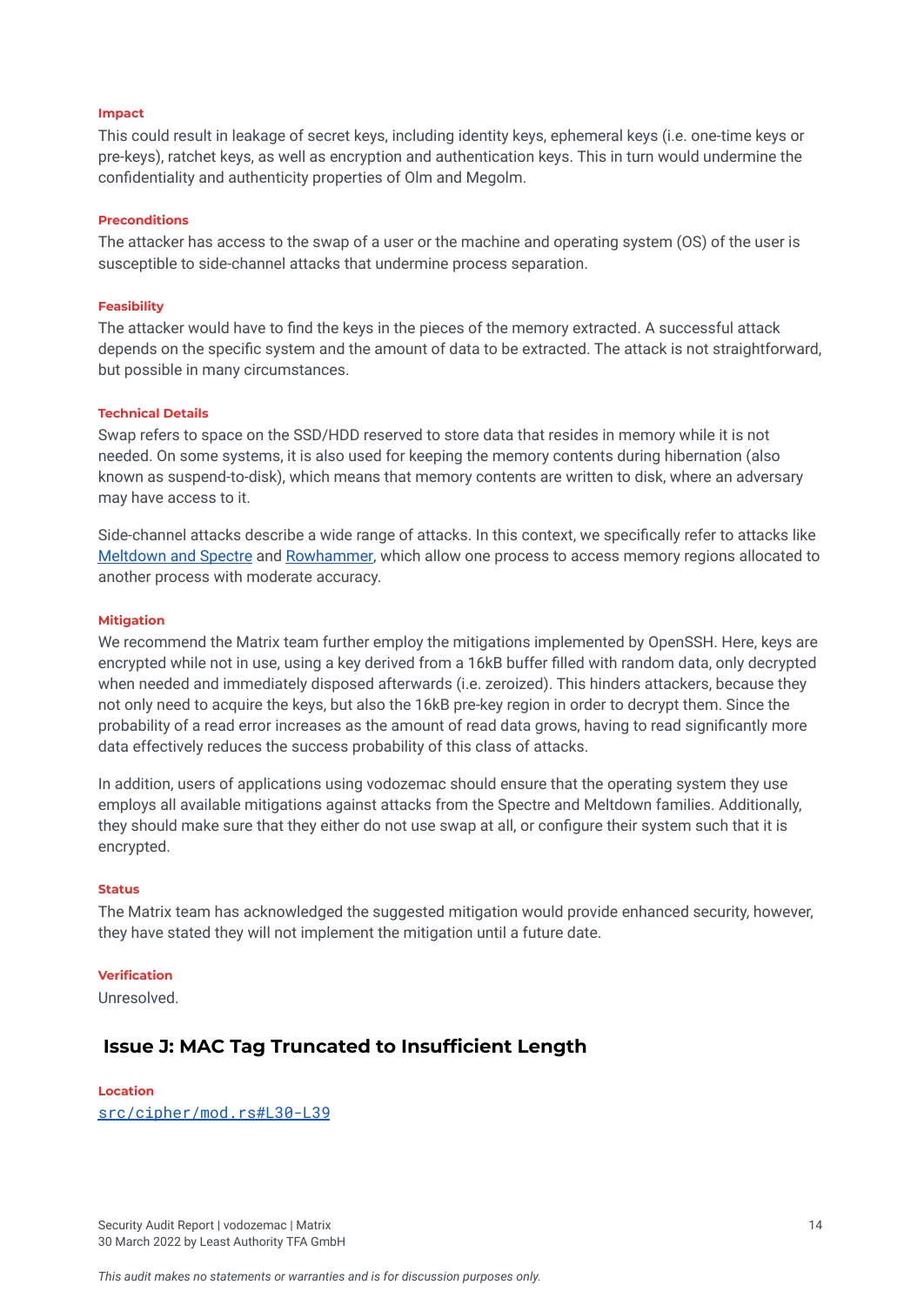**Impact**

This could result in leakage of secret keys, including identity keys, ephemeral keys (i.e. one-time keys or pre-keys), ratchet keys, as well as encryption and authentication keys. This in turn would undermine the confidentiality and authenticity properties of Olm and Megolm.

**Preconditions**

The attacker has access to the swap of a user or the machine and operating system (OS) of the user is susceptible to side-channel attacks that undermine process separation.

**Feasibility**

The attacker would have to find the keys in the pieces of the memory extracted. A successful attack depends on the specific system and the amount of data to be extracted. The attack is not straightforward, but possible in many circumstances.

**Technical Details**

Swap refers to space on the SSD/HDD reserved to store data that resides in memory while it is not needed. On some systems, it is also used for keeping the memory contents during hibernation (also known as suspend-to-disk), which means that memory contents are written to disk, where an adversary may have access to it.

Side-channel attacks describe a wide range of attacks. In this context, we specifically refer to attacks like Meltdown and Spectre and Rowhammer, which allow one process to access memory regions allocated to another process with moderate accuracy.

**Mitigation**

We recommend the Matrix team further employ the mitigations implemented by OpenSSH. Here, keys are encrypted while not in use, using a key derived from a 16kB buffer filled with random data, only decrypted when needed and immediately disposed afterwards (i.e. zeroized). This hinders attackers, because they not only need to acquire the keys, but also the 16kB pre-key region in order to decrypt them. Since the probability of a read error increases as the amount of read data grows, having to read significantly more data effectively reduces the success probability of this class of attacks.

In addition, users of applications using vodozemac should ensure that the operating system they use employs all available mitigations against attacks from the Spectre and Meltdown families. Additionally, they should make sure that they either do not use swap at all, or configure their system such that it is encrypted.

**Status**

The Matrix team has acknowledged the suggested mitigation would provide enhanced security, however, they have stated they will not implement the mitigation until a future date.

**Verification**

Unresolved.

## Issue J: MAC Tag Truncated to Insufficient Length

**Location**

`src/cipher/mod.rs#L30-L39`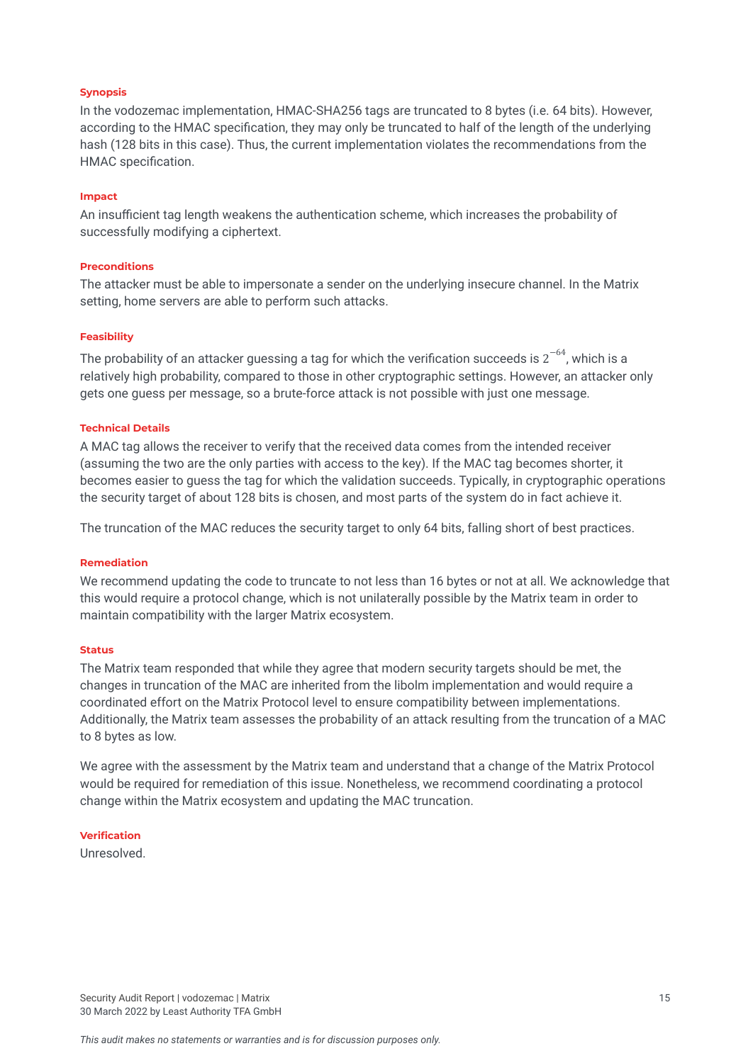#### Synopsis

In the vodozemac implementation, HMAC-SHA256 tags are truncated to 8 bytes (i.e. 64 bits). However, according to the HMAC specification, they may only be truncated to half of the length of the underlying hash (128 bits in this case). Thus, the current implementation violates the recommendations from the HMAC specification.

#### Impact

An insufficient tag length weakens the authentication scheme, which increases the probability of successfully modifying a ciphertext.

#### Preconditions

The attacker must be able to impersonate a sender on the underlying insecure channel. In the Matrix setting, home servers are able to perform such attacks.

#### Feasibility

The probability of an attacker guessing a tag for which the verification succeeds is $2^{-64}$, which is a relatively high probability, compared to those in other cryptographic settings. However, an attacker only gets one guess per message, so a brute-force attack is not possible with just one message.

#### Technical Details

A MAC tag allows the receiver to verify that the received data comes from the intended receiver (assuming the two are the only parties with access to the key). If the MAC tag becomes shorter, it becomes easier to guess the tag for which the validation succeeds. Typically, in cryptographic operations the security target of about 128 bits is chosen, and most parts of the system do in fact achieve it.

The truncation of the MAC reduces the security target to only 64 bits, falling short of best practices.

#### Remediation

We recommend updating the code to truncate to not less than 16 bytes or not at all. We acknowledge that this would require a protocol change, which is not unilaterally possible by the Matrix team in order to maintain compatibility with the larger Matrix ecosystem.

#### Status

The Matrix team responded that while they agree that modern security targets should be met, the changes in truncation of the MAC are inherited from the libolm implementation and would require a coordinated effort on the Matrix Protocol level to ensure compatibility between implementations. Additionally, the Matrix team assesses the probability of an attack resulting from the truncation of a MAC to 8 bytes as low.

We agree with the assessment by the Matrix team and understand that a change of the Matrix Protocol would be required for remediation of this issue. Nonetheless, we recommend coordinating a protocol change within the Matrix ecosystem and updating the MAC truncation.

#### Verification

Unresolved.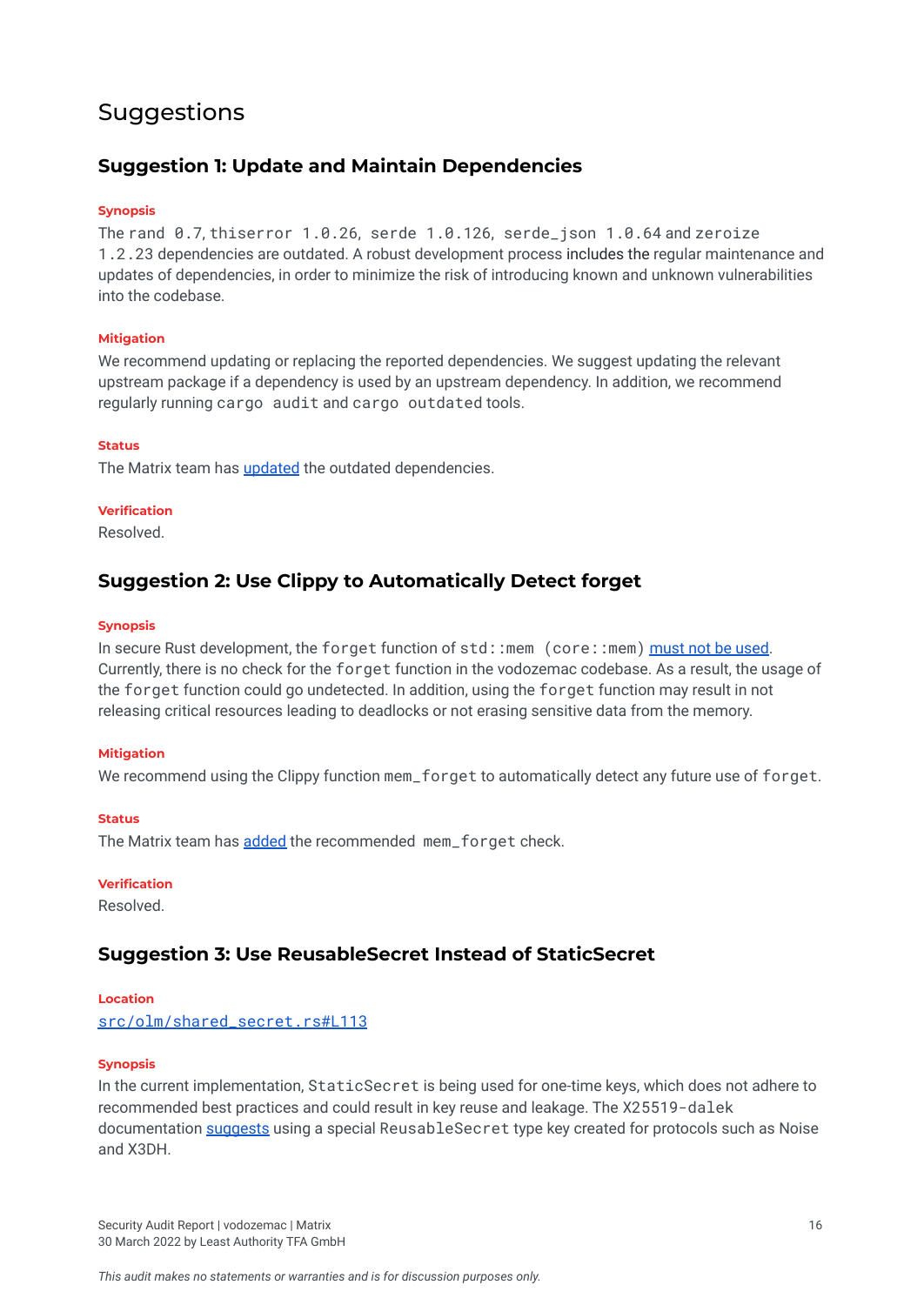## Suggestions

### Suggestion 1: Update and Maintain Dependencies

**Synopsis**

The `rand 0.7`, `thiserror 1.0.26`, `serde 1.0.126`, `serde_json 1.0.64` and `zeroize 1.2.23` dependencies are outdated. A robust development process includes the regular maintenance and updates of dependencies, in order to minimize the risk of introducing known and unknown vulnerabilities into the codebase.

**Mitigation**

We recommend updating or replacing the reported dependencies. We suggest updating the relevant upstream package if a dependency is used by an upstream dependency. In addition, we recommend regularly running `cargo audit` and `cargo outdated` tools.

**Status**

The Matrix team has updated the outdated dependencies.

**Verification**

Resolved.

### Suggestion 2: Use Clippy to Automatically Detect forget

**Synopsis**

In secure Rust development, the `forget` function of `std::mem (core::mem)` must not be used. Currently, there is no check for the `forget` function in the vodozemac codebase. As a result, the usage of the `forget` function could go undetected. In addition, using the `forget` function may result in not releasing critical resources leading to deadlocks or not erasing sensitive data from the memory.

**Mitigation**

We recommend using the Clippy function `mem_forget` to automatically detect any future use of `forget`.

**Status**

The Matrix team has added the recommended `mem_forget` check.

**Verification**

Resolved.

### Suggestion 3: Use ReusableSecret Instead of StaticSecret

**Location**

`src/olm/shared_secret.rs#L113`

**Synopsis**

In the current implementation, `StaticSecret` is being used for one-time keys, which does not adhere to recommended best practices and could result in key reuse and leakage. The `X25519-dalek` documentation suggests using a special `ReusableSecret` type key created for protocols such as Noise and X3DH.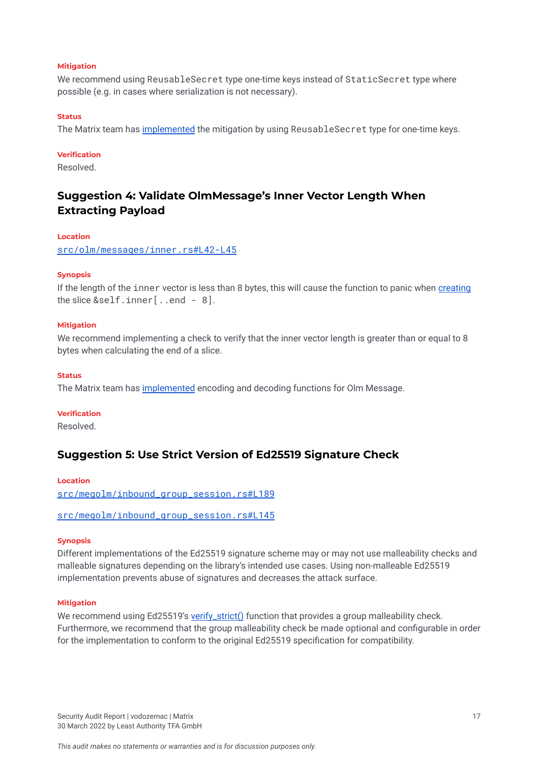**Mitigation**

We recommend using `ReusableSecret` type one-time keys instead of `StaticSecret` type where possible (e.g. in cases where serialization is not necessary).

**Status**

The Matrix team has implemented the mitigation by using `ReusableSecret` type for one-time keys.

**Verification**

Resolved.

## Suggestion 4: Validate OlmMessage's Inner Vector Length When Extracting Payload

**Location**

`src/olm/messages/inner.rs#L42-L45`

**Synopsis**

If the length of the `inner` vector is less than 8 bytes, this will cause the function to panic when creating the slice `&self.inner[..end - 8]`.

**Mitigation**

We recommend implementing a check to verify that the inner vector length is greater than or equal to 8 bytes when calculating the end of a slice.

**Status**

The Matrix team has implemented encoding and decoding functions for Olm Message.

**Verification**

Resolved.

## Suggestion 5: Use Strict Version of Ed25519 Signature Check

**Location**

`src/megolm/inbound_group_session.rs#L189`

`src/megolm/inbound_group_session.rs#L145`

**Synopsis**

Different implementations of the Ed25519 signature scheme may or may not use malleability checks and malleable signatures depending on the library's intended use cases. Using non-malleable Ed25519 implementation prevents abuse of signatures and decreases the attack surface.

**Mitigation**

We recommend using Ed25519's verify_strict() function that provides a group malleability check. Furthermore, we recommend that the group malleability check be made optional and configurable in order for the implementation to conform to the original Ed25519 specification for compatibility.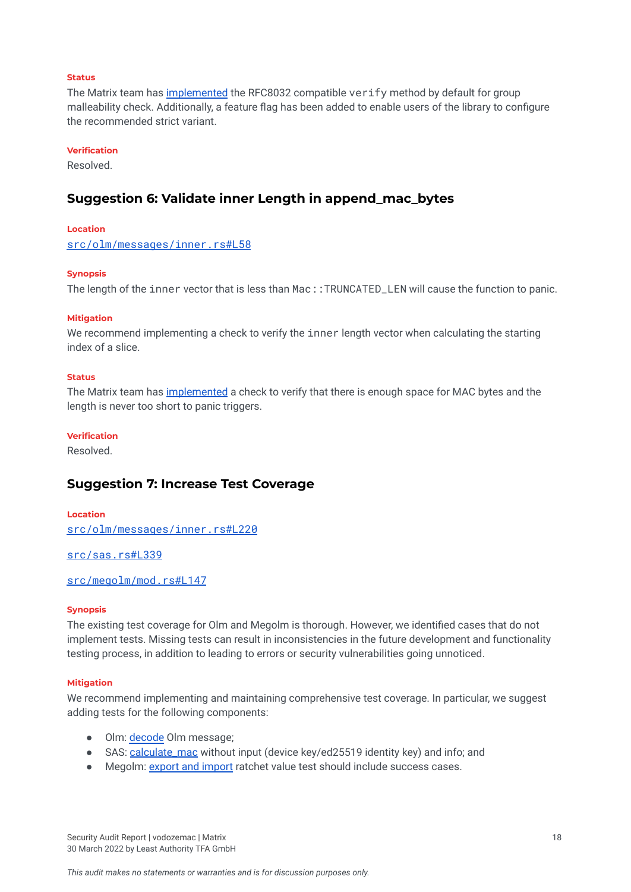**Status**

The Matrix team has [implemented](#) the RFC8032 compatible `verify` method by default for group malleability check. Additionally, a feature flag has been added to enable users of the library to configure the recommended strict variant.

**Verification**

Resolved.

## Suggestion 6: Validate inner Length in append_mac_bytes

**Location**

[src/olm/messages/inner.rs#L58](#)

**Synopsis**

The length of the `inner` vector that is less than `Mac::TRUNCATED_LEN` will cause the function to panic.

**Mitigation**

We recommend implementing a check to verify the `inner` length vector when calculating the starting index of a slice.

**Status**

The Matrix team has [implemented](#) a check to verify that there is enough space for MAC bytes and the length is never too short to panic triggers.

**Verification**

Resolved.

## Suggestion 7: Increase Test Coverage

**Location**

[src/olm/messages/inner.rs#L220](#)

[src/sas.rs#L339](#)

[src/megolm/mod.rs#L147](#)

**Synopsis**

The existing test coverage for Olm and Megolm is thorough. However, we identified cases that do not implement tests. Missing tests can result in inconsistencies in the future development and functionality testing process, in addition to leading to errors or security vulnerabilities going unnoticed.

**Mitigation**

We recommend implementing and maintaining comprehensive test coverage. In particular, we suggest adding tests for the following components:

- Olm: [decode](#) Olm message;
- SAS: [calculate_mac](#) without input (device key/ed25519 identity key) and info; and
- Megolm: [export and import](#) ratchet value test should include success cases.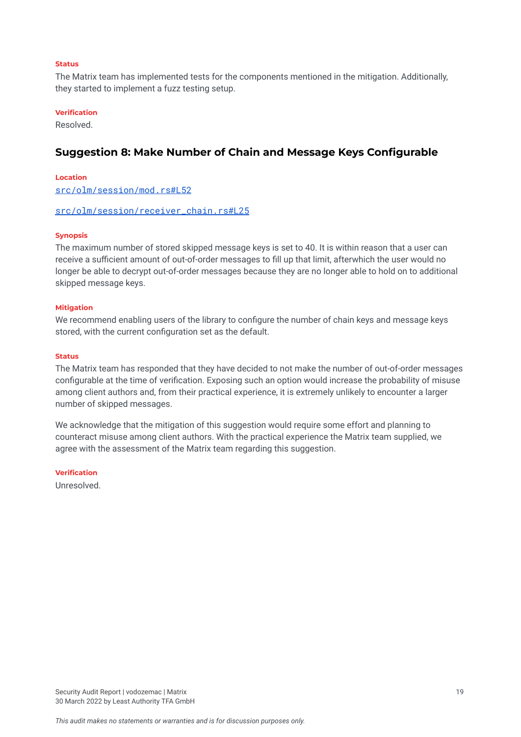#### Status

The Matrix team has implemented tests for the components mentioned in the mitigation. Additionally, they started to implement a fuzz testing setup.

#### Verification

Resolved.

## Suggestion 8: Make Number of Chain and Message Keys Configurable

#### Location

[src/olm/session/mod.rs#L52](src/olm/session/mod.rs#L52)

[src/olm/session/receiver_chain.rs#L25](src/olm/session/receiver_chain.rs#L25)

#### Synopsis

The maximum number of stored skipped message keys is set to 40. It is within reason that a user can receive a sufficient amount of out-of-order messages to fill up that limit, afterwhich the user would no longer be able to decrypt out-of-order messages because they are no longer able to hold on to additional skipped message keys.

#### Mitigation

We recommend enabling users of the library to configure the number of chain keys and message keys stored, with the current configuration set as the default.

#### Status

The Matrix team has responded that they have decided to not make the number of out-of-order messages configurable at the time of verification. Exposing such an option would increase the probability of misuse among client authors and, from their practical experience, it is extremely unlikely to encounter a larger number of skipped messages.

We acknowledge that the mitigation of this suggestion would require some effort and planning to counteract misuse among client authors. With the practical experience the Matrix team supplied, we agree with the assessment of the Matrix team regarding this suggestion.

#### Verification

Unresolved.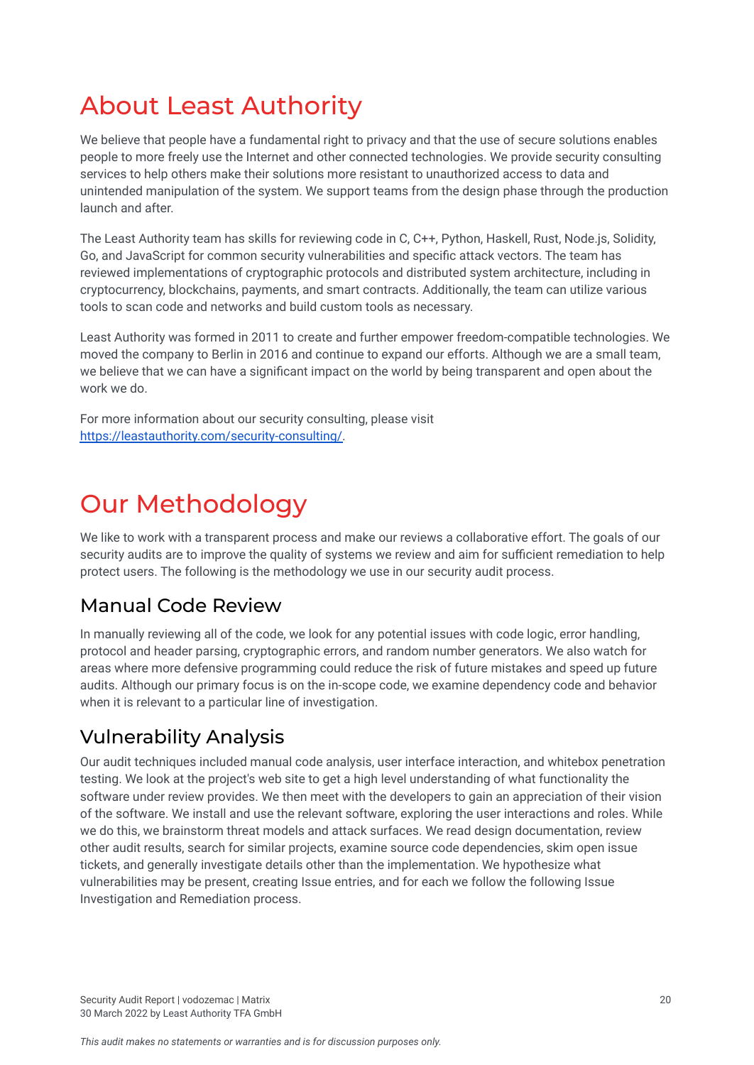# About Least Authority

We believe that people have a fundamental right to privacy and that the use of secure solutions enables people to more freely use the Internet and other connected technologies. We provide security consulting services to help others make their solutions more resistant to unauthorized access to data and unintended manipulation of the system. We support teams from the design phase through the production launch and after.

The Least Authority team has skills for reviewing code in C, C++, Python, Haskell, Rust, Node.js, Solidity, Go, and JavaScript for common security vulnerabilities and specific attack vectors. The team has reviewed implementations of cryptographic protocols and distributed system architecture, including in cryptocurrency, blockchains, payments, and smart contracts. Additionally, the team can utilize various tools to scan code and networks and build custom tools as necessary.

Least Authority was formed in 2011 to create and further empower freedom-compatible technologies. We moved the company to Berlin in 2016 and continue to expand our efforts. Although we are a small team, we believe that we can have a significant impact on the world by being transparent and open about the work we do.

For more information about our security consulting, please visit [https://leastauthority.com/security-consulting/](https://leastauthority.com/security-consulting/).

# Our Methodology

We like to work with a transparent process and make our reviews a collaborative effort. The goals of our security audits are to improve the quality of systems we review and aim for sufficient remediation to help protect users. The following is the methodology we use in our security audit process.

## Manual Code Review

In manually reviewing all of the code, we look for any potential issues with code logic, error handling, protocol and header parsing, cryptographic errors, and random number generators. We also watch for areas where more defensive programming could reduce the risk of future mistakes and speed up future audits. Although our primary focus is on the in-scope code, we examine dependency code and behavior when it is relevant to a particular line of investigation.

## Vulnerability Analysis

Our audit techniques included manual code analysis, user interface interaction, and whitebox penetration testing. We look at the project's web site to get a high level understanding of what functionality the software under review provides. We then meet with the developers to gain an appreciation of their vision of the software. We install and use the relevant software, exploring the user interactions and roles. While we do this, we brainstorm threat models and attack surfaces. We read design documentation, review other audit results, search for similar projects, examine source code dependencies, skim open issue tickets, and generally investigate details other than the implementation. We hypothesize what vulnerabilities may be present, creating Issue entries, and for each we follow the following Issue Investigation and Remediation process.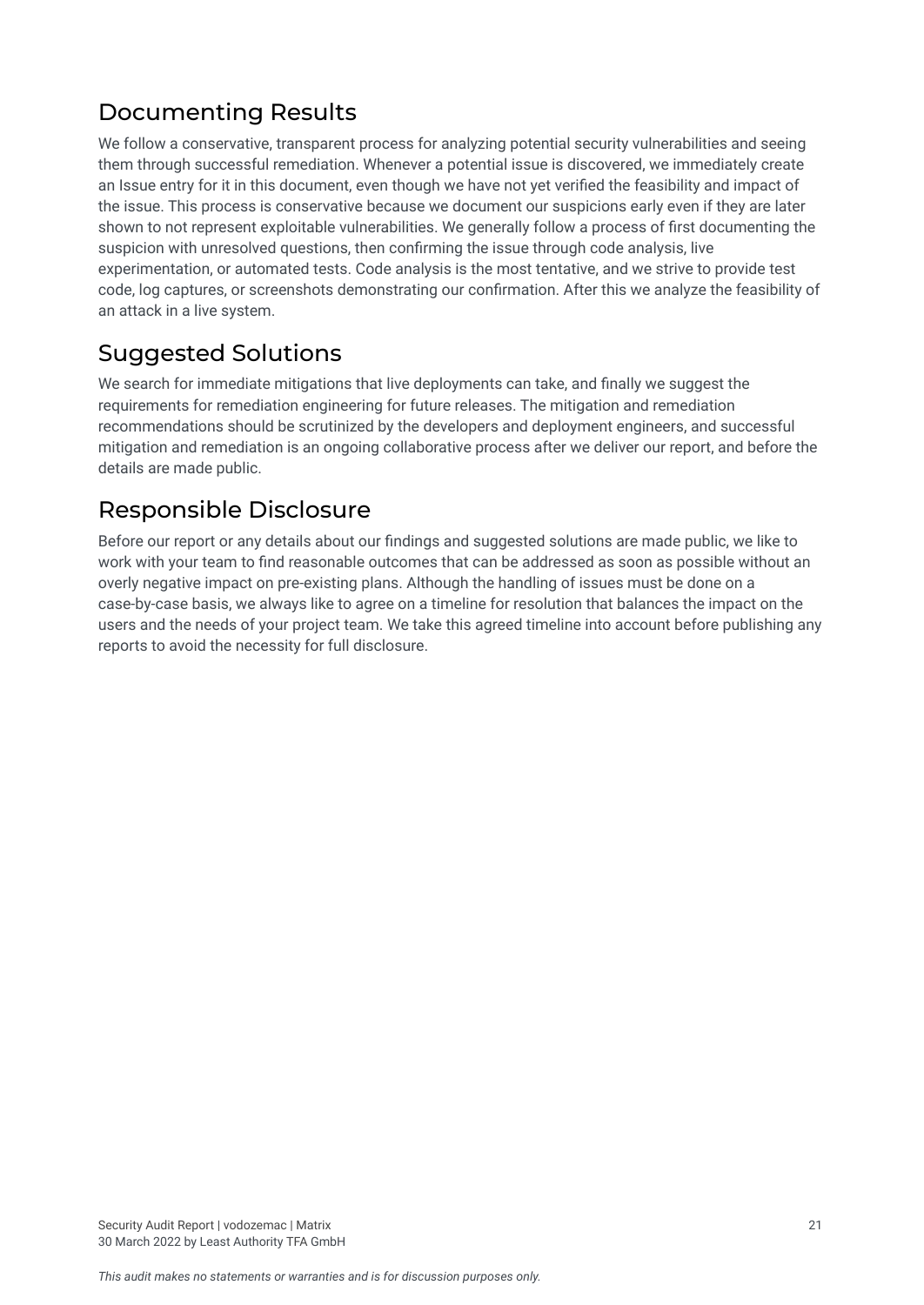## Documenting Results

We follow a conservative, transparent process for analyzing potential security vulnerabilities and seeing them through successful remediation. Whenever a potential issue is discovered, we immediately create an Issue entry for it in this document, even though we have not yet verified the feasibility and impact of the issue. This process is conservative because we document our suspicions early even if they are later shown to not represent exploitable vulnerabilities. We generally follow a process of first documenting the suspicion with unresolved questions, then confirming the issue through code analysis, live experimentation, or automated tests. Code analysis is the most tentative, and we strive to provide test code, log captures, or screenshots demonstrating our confirmation. After this we analyze the feasibility of an attack in a live system.

## Suggested Solutions

We search for immediate mitigations that live deployments can take, and finally we suggest the requirements for remediation engineering for future releases. The mitigation and remediation recommendations should be scrutinized by the developers and deployment engineers, and successful mitigation and remediation is an ongoing collaborative process after we deliver our report, and before the details are made public.

## Responsible Disclosure

Before our report or any details about our findings and suggested solutions are made public, we like to work with your team to find reasonable outcomes that can be addressed as soon as possible without an overly negative impact on pre-existing plans. Although the handling of issues must be done on a case-by-case basis, we always like to agree on a timeline for resolution that balances the impact on the users and the needs of your project team. We take this agreed timeline into account before publishing any reports to avoid the necessity for full disclosure.